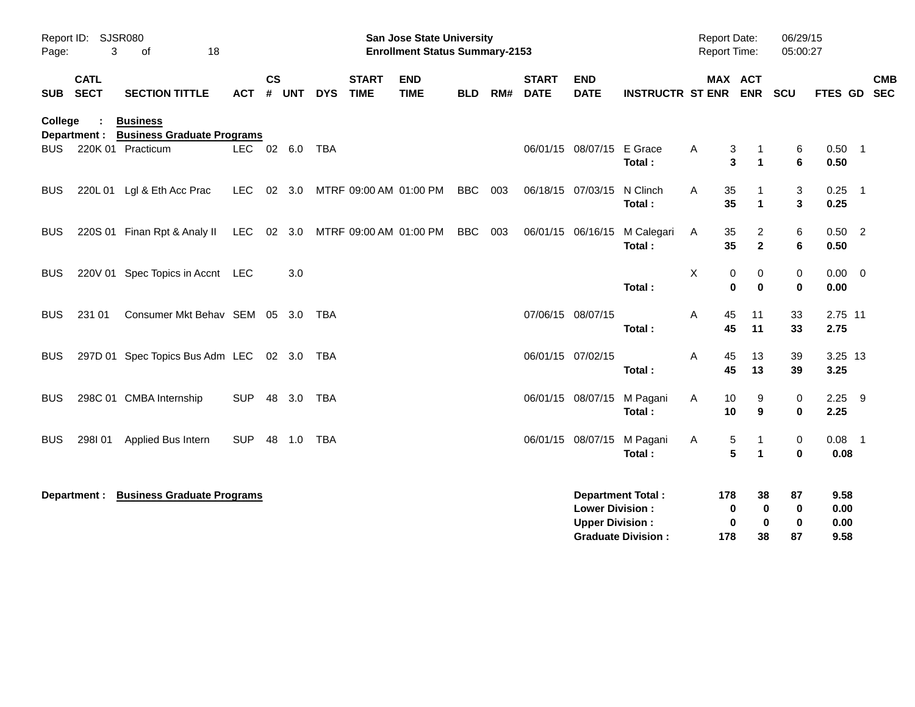Report ID: SJSR080
Page: 3 of 18

**San Jose State University**
**Enrollment Status Summary-2153**

Report Date: 06/29/15
Report Time: 05:00:27

**College : Business**
**Department : Business Graduate Programs**

| SUB | CATL SECT | SECTION TITTLE | ACT | CS # | UNT | DYS | START TIME | END TIME | BLD | RM# | START DATE | END DATE | INSTRUCTR | ST | MAX ENR | ACT ENR | SCU | FTES | GD | CMB SEC |
|---|---|---|---|---|---|---|---|---|---|---|---|---|---|---|---|---|---|---|---|---|
| BUS | 220K 01 | Practicum | LEC | 02 | 6.0 | TBA | | | | | 06/01/15 | 08/07/15 | E Grace | A | 3 | 1 | 6 | 0.50 | 1 | |
| | | | | | | | | | | | | | **Total :** | | **3** | **1** | **6** | **0.50** | | |
| BUS | 220L 01 | Lgl & Eth Acc Prac | LEC | 02 | 3.0 | MTRF | 09:00 AM | 01:00 PM | BBC | 003 | 06/18/15 | 07/03/15 | N Clinch | A | 35 | 1 | 3 | 0.25 | 1 | |
| | | | | | | | | | | | | | **Total :** | | **35** | **1** | **3** | **0.25** | | |
| BUS | 220S 01 | Finan Rpt & Analy II | LEC | 02 | 3.0 | MTRF | 09:00 AM | 01:00 PM | BBC | 003 | 06/01/15 | 06/16/15 | M Calegari | A | 35 | 2 | 6 | 0.50 | 2 | |
| | | | | | | | | | | | | | **Total :** | | **35** | **2** | **6** | **0.50** | | |
| BUS | 220V 01 | Spec Topics in Accnt | LEC | | 3.0 | | | | | | | | | X | 0 | 0 | 0 | 0.00 | 0 | |
| | | | | | | | | | | | | | **Total :** | | **0** | **0** | **0** | **0.00** | | |
| BUS | 231 01 | Consumer Mkt Behav | SEM | 05 | 3.0 | TBA | | | | | 07/06/15 | 08/07/15 | | A | 45 | 11 | 33 | 2.75 | 11 | |
| | | | | | | | | | | | | | **Total :** | | **45** | **11** | **33** | **2.75** | | |
| BUS | 297D 01 | Spec Topics Bus Adm | LEC | 02 | 3.0 | TBA | | | | | 06/01/15 | 07/02/15 | | A | 45 | 13 | 39 | 3.25 | 13 | |
| | | | | | | | | | | | | | **Total :** | | **45** | **13** | **39** | **3.25** | | |
| BUS | 298C 01 | CMBA Internship | SUP | 48 | 3.0 | TBA | | | | | 06/01/15 | 08/07/15 | M Pagani | A | 10 | 9 | 0 | 2.25 | 9 | |
| | | | | | | | | | | | | | **Total :** | | **10** | **9** | **0** | **2.25** | | |
| BUS | 298I 01 | Applied Bus Intern | SUP | 48 | 1.0 | TBA | | | | | 06/01/15 | 08/07/15 | M Pagani | A | 5 | 1 | 0 | 0.08 | 1 | |
| | | | | | | | | | | | | | **Total :** | | **5** | **1** | **0** | **0.08** | | |

**Department : Business Graduate Programs**

| | MAX ENR | ACT ENR | SCU | FTES |
|---|---|---|---|---|
| **Department Total :** | **178** | **38** | **87** | **9.58** |
| **Lower Division :** | **0** | **0** | **0** | **0.00** |
| **Upper Division :** | **0** | **0** | **0** | **0.00** |
| **Graduate Division :** | **178** | **38** | **87** | **9.58** |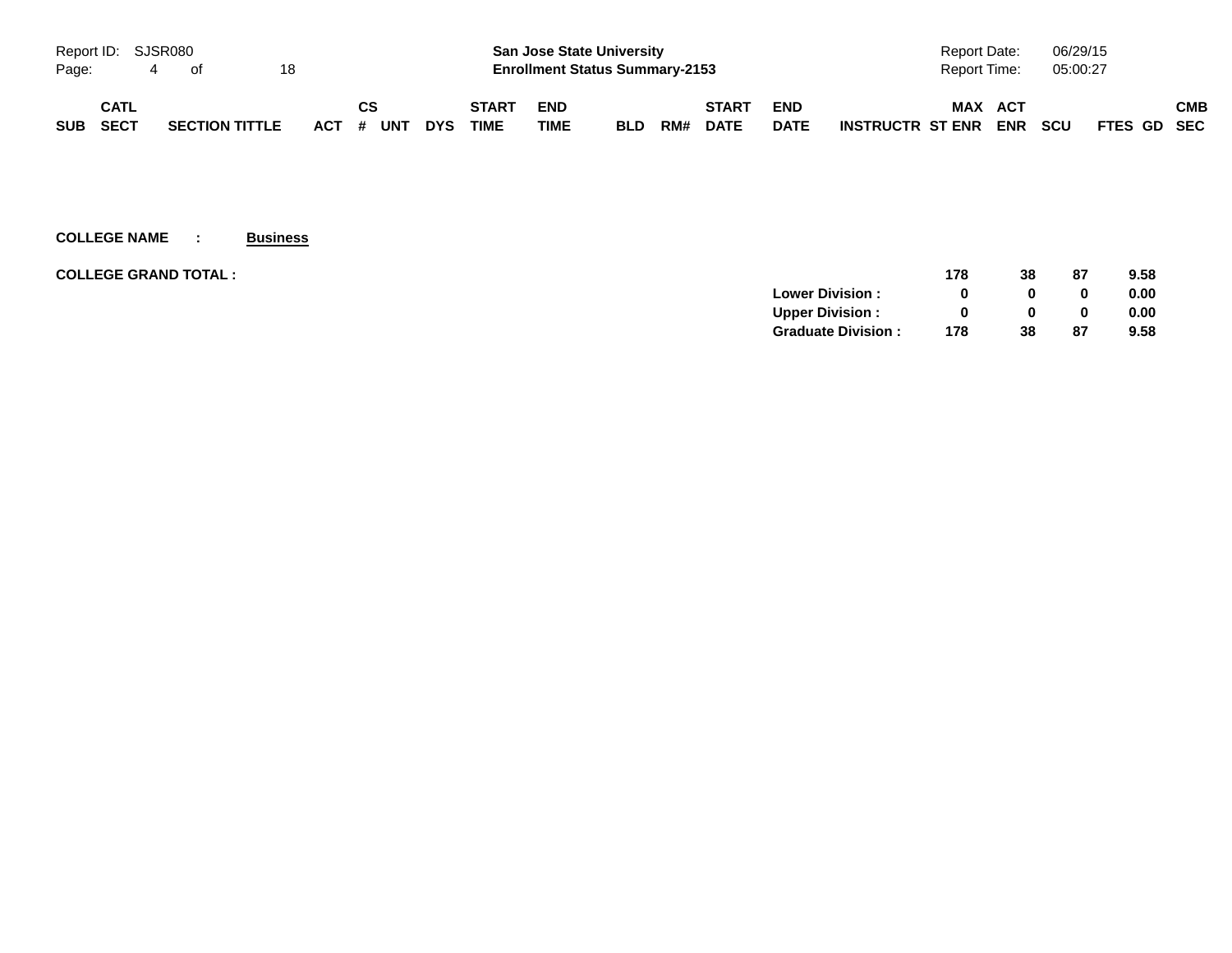| SUB | CATL SECT | SECTION TITTLE | ACT | CS # | UNT | DYS | START TIME | END TIME | BLD | RM# | START DATE | END DATE | INSTRUCTR | MAX ST ENR | ACT ENR | SCU | FTES | GD | CMB SEC |
|---|---|---|---|---|---|---|---|---|---|---|---|---|---|---|---|---|---|---|---|

**COLLEGE NAME : Business**

| | | | | |
|---|---|---|---|---|
| **COLLEGE GRAND TOTAL :** | **178** | **38** | **87** | **9.58** |
| **Lower Division :** | **0** | **0** | **0** | **0.00** |
| **Upper Division :** | **0** | **0** | **0** | **0.00** |
| **Graduate Division :** | **178** | **38** | **87** | **9.58** |